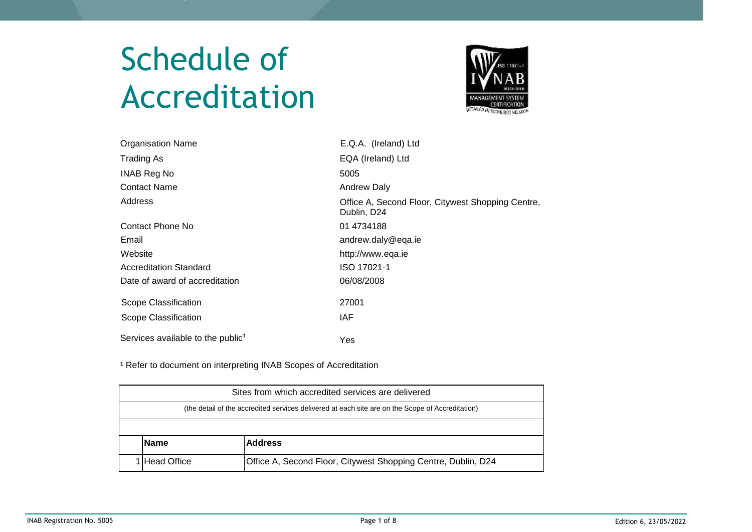# Schedule of Accreditation

| | |
|---|---|
| Organisation Name | E.Q.A. (Ireland) Ltd |
| Trading As | EQA (Ireland) Ltd |
| INAB Reg No | 5005 |
| Contact Name | Andrew Daly |
| Address | Office A, Second Floor, Citywest Shopping Centre, Dublin, D24 |
| Contact Phone No | 01 4734188 |
| Email | andrew.daly@eqa.ie |
| Website | http://www.eqa.ie |
| Accreditation Standard | ISO 17021-1 |
| Date of award of accreditation | 06/08/2008 |
| Scope Classification | 27001 |
| Scope Classification | IAF |
| Services available to the public[1] | Yes |

[1] Refer to document on interpreting INAB Scopes of Accreditation

| Sites from which accredited services are delivered | | |
|---|---|---|
| (the detail of the accredited services delivered at each site are on the Scope of Accreditation) | | |
| | **Name** | **Address** |
| 1 | Head Office | Office A, Second Floor, Citywest Shopping Centre, Dublin, D24 |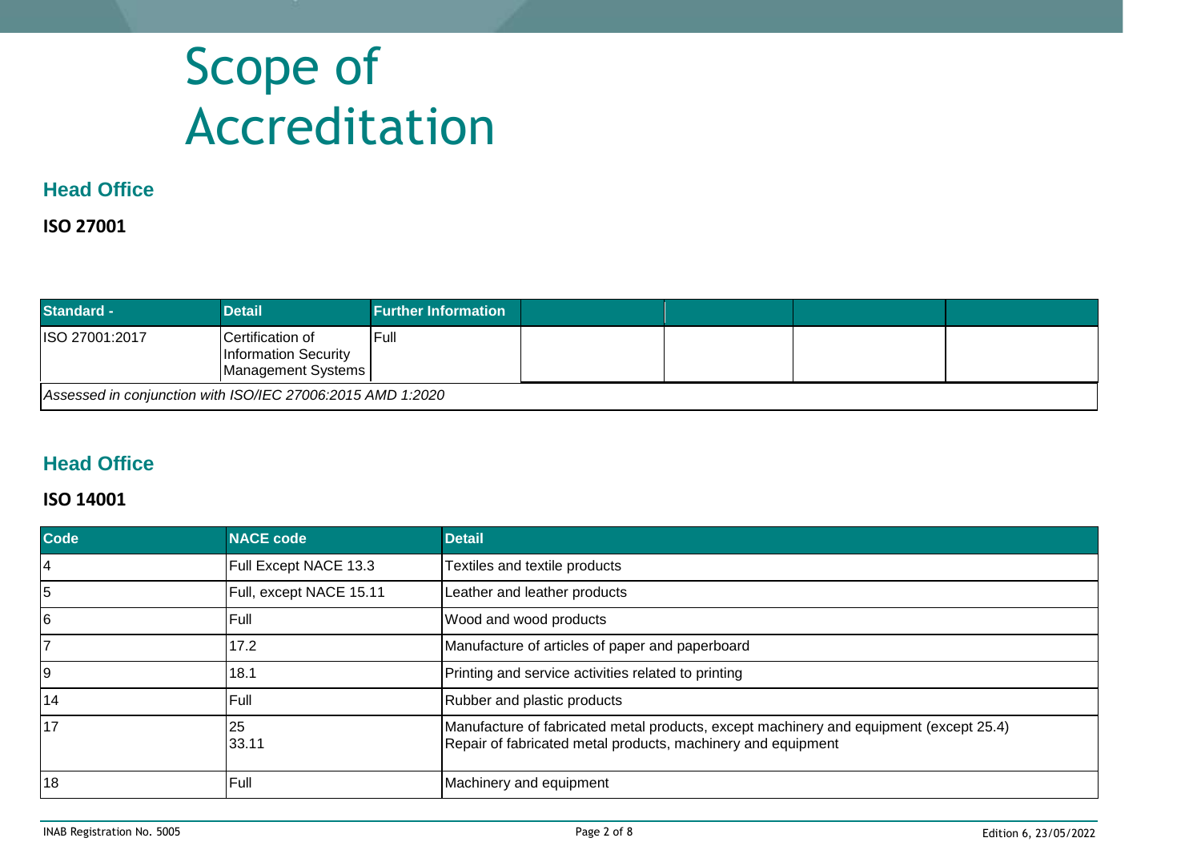# Scope of Accreditation

## Head Office

**ISO 27001**

| Standard - | Detail | Further Information | | | | |
|---|---|---|---|---|---|---|
| ISO 27001:2017 | Certification of Information Security Management Systems | Full | | | | |
| *Assessed in conjunction with ISO/IEC 27006:2015 AMD 1:2020* | | | | | | |

## Head Office

**ISO 14001**

| Code | NACE code | Detail |
|---|---|---|
| 4 | Full Except NACE 13.3 | Textiles and textile products |
| 5 | Full, except NACE 15.11 | Leather and leather products |
| 6 | Full | Wood and wood products |
| 7 | 17.2 | Manufacture of articles of paper and paperboard |
| 9 | 18.1 | Printing and service activities related to printing |
| 14 | Full | Rubber and plastic products |
| 17 | 25<br>33.11 | Manufacture of fabricated metal products, except machinery and equipment (except 25.4)<br>Repair of fabricated metal products, machinery and equipment |
| 18 | Full | Machinery and equipment |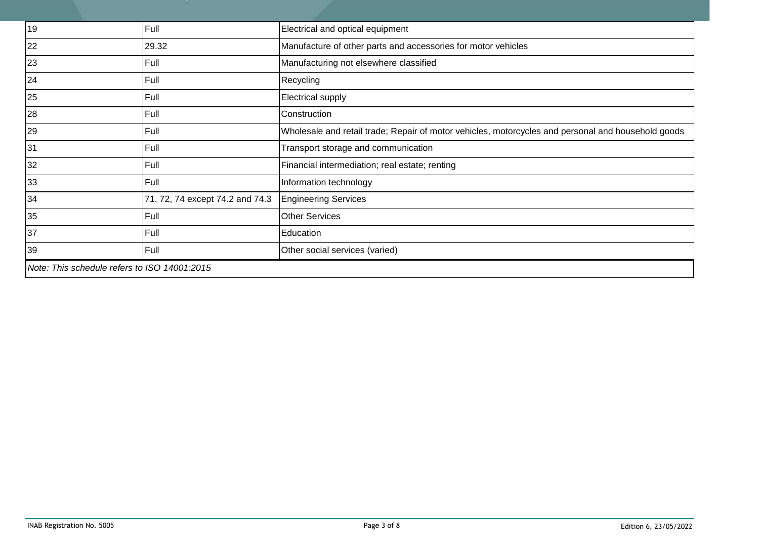| | | |
|---|---|---|
| 19 | Full | Electrical and optical equipment |
| 22 | 29.32 | Manufacture of other parts and accessories for motor vehicles |
| 23 | Full | Manufacturing not elsewhere classified |
| 24 | Full | Recycling |
| 25 | Full | Electrical supply |
| 28 | Full | Construction |
| 29 | Full | Wholesale and retail trade; Repair of motor vehicles, motorcycles and personal and household goods |
| 31 | Full | Transport storage and communication |
| 32 | Full | Financial intermediation; real estate; renting |
| 33 | Full | Information technology |
| 34 | 71, 72, 74 except 74.2 and 74.3 | Engineering Services |
| 35 | Full | Other Services |
| 37 | Full | Education |
| 39 | Full | Other social services (varied) |

*Note: This schedule refers to ISO 14001:2015*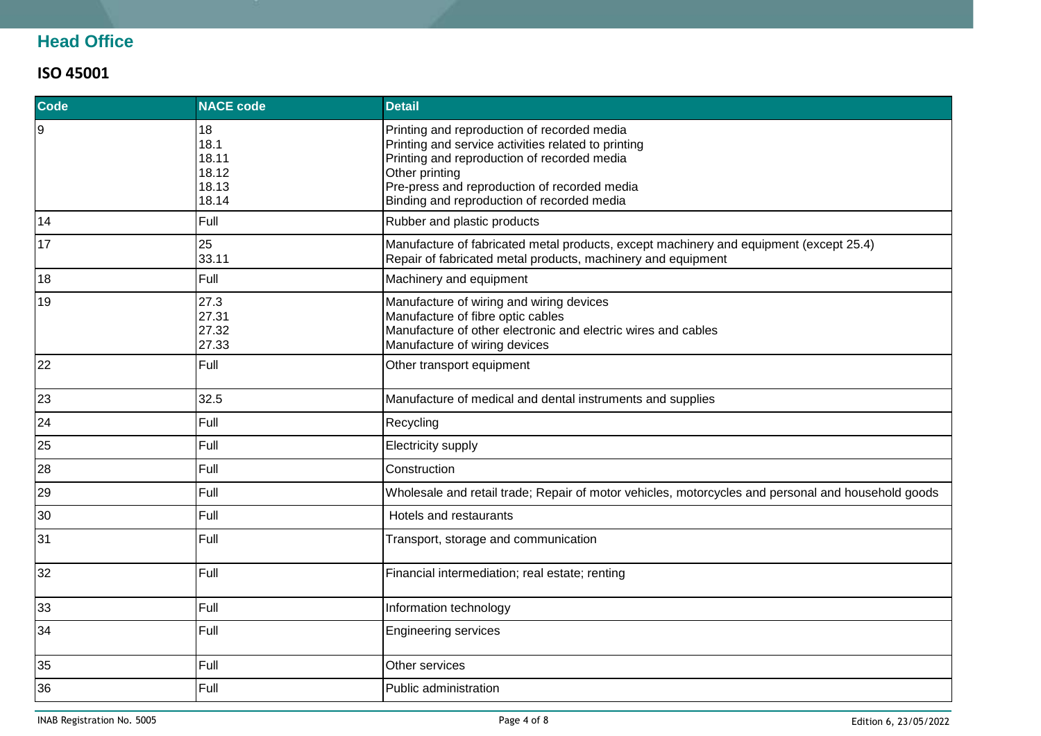## Head Office

### ISO 45001

| Code | NACE code | Detail |
|---|---|---|
| 9 | 18<br>18.1<br>18.11<br>18.12<br>18.13<br>18.14 | Printing and reproduction of recorded media<br>Printing and service activities related to printing<br>Printing and reproduction of recorded media<br>Other printing<br>Pre-press and reproduction of recorded media<br>Binding and reproduction of recorded media |
| 14 | Full | Rubber and plastic products |
| 17 | 25<br>33.11 | Manufacture of fabricated metal products, except machinery and equipment (except 25.4)<br>Repair of fabricated metal products, machinery and equipment |
| 18 | Full | Machinery and equipment |
| 19 | 27.3<br>27.31<br>27.32<br>27.33 | Manufacture of wiring and wiring devices<br>Manufacture of fibre optic cables<br>Manufacture of other electronic and electric wires and cables<br>Manufacture of wiring devices |
| 22 | Full | Other transport equipment |
| 23 | 32.5 | Manufacture of medical and dental instruments and supplies |
| 24 | Full | Recycling |
| 25 | Full | Electricity supply |
| 28 | Full | Construction |
| 29 | Full | Wholesale and retail trade; Repair of motor vehicles, motorcycles and personal and household goods |
| 30 | Full | Hotels and restaurants |
| 31 | Full | Transport, storage and communication |
| 32 | Full | Financial intermediation; real estate; renting |
| 33 | Full | Information technology |
| 34 | Full | Engineering services |
| 35 | Full | Other services |
| 36 | Full | Public administration |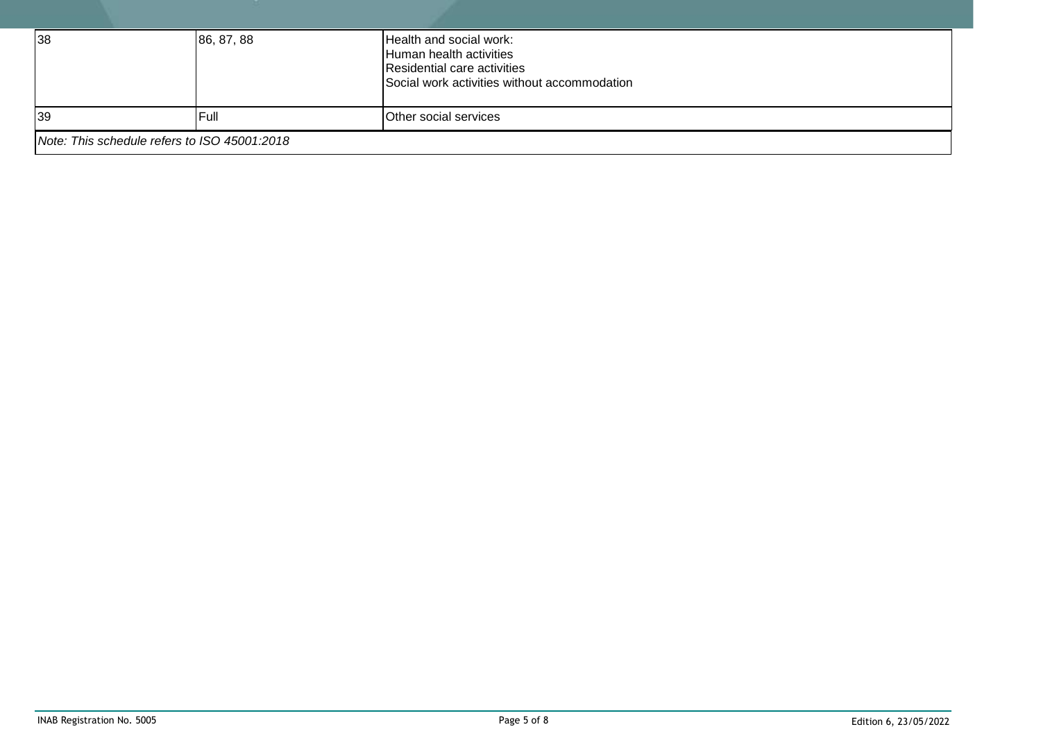| | | |
|---|---|---|
| 38 | 86, 87, 88 | Health and social work:<br>Human health activities<br>Residential care activities<br>Social work activities without accommodation |
| 39 | Full | Other social services |

*Note: This schedule refers to ISO 45001:2018*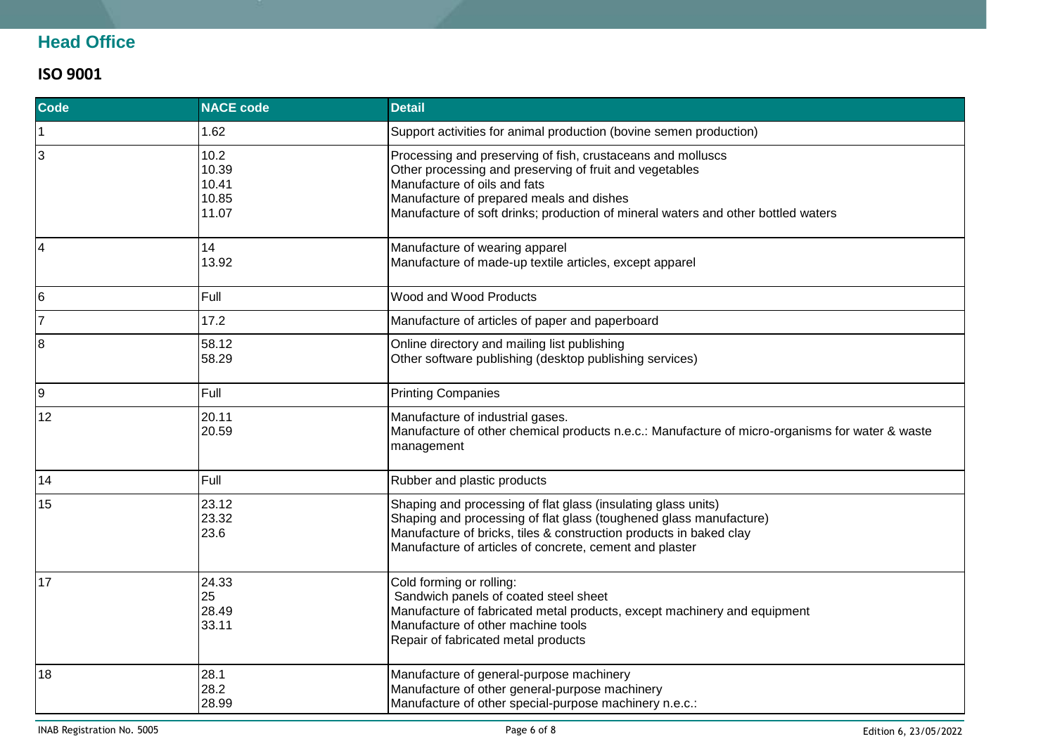## Head Office

### ISO 9001

| Code | NACE code | Detail |
|---|---|---|
| 1 | 1.62 | Support activities for animal production (bovine semen production) |
| 3 | 10.2<br>10.39<br>10.41<br>10.85<br>11.07 | Processing and preserving of fish, crustaceans and molluscs<br>Other processing and preserving of fruit and vegetables<br>Manufacture of oils and fats<br>Manufacture of prepared meals and dishes<br>Manufacture of soft drinks; production of mineral waters and other bottled waters |
| 4 | 14<br>13.92 | Manufacture of wearing apparel<br>Manufacture of made-up textile articles, except apparel |
| 6 | Full | Wood and Wood Products |
| 7 | 17.2 | Manufacture of articles of paper and paperboard |
| 8 | 58.12<br>58.29 | Online directory and mailing list publishing<br>Other software publishing (desktop publishing services) |
| 9 | Full | Printing Companies |
| 12 | 20.11<br>20.59 | Manufacture of industrial gases.<br>Manufacture of other chemical products n.e.c.: Manufacture of micro-organisms for water & waste management |
| 14 | Full | Rubber and plastic products |
| 15 | 23.12<br>23.32<br>23.6 | Shaping and processing of flat glass (insulating glass units)<br>Shaping and processing of flat glass (toughened glass manufacture)<br>Manufacture of bricks, tiles & construction products in baked clay<br>Manufacture of articles of concrete, cement and plaster |
| 17 | 24.33<br>25<br>28.49<br>33.11 | Cold forming or rolling:<br>Sandwich panels of coated steel sheet<br>Manufacture of fabricated metal products, except machinery and equipment<br>Manufacture of other machine tools<br>Repair of fabricated metal products |
| 18 | 28.1<br>28.2<br>28.99 | Manufacture of general-purpose machinery<br>Manufacture of other general-purpose machinery<br>Manufacture of other special-purpose machinery n.e.c.: |

INAB Registration No. 5005 Edition 6, 23/05/2022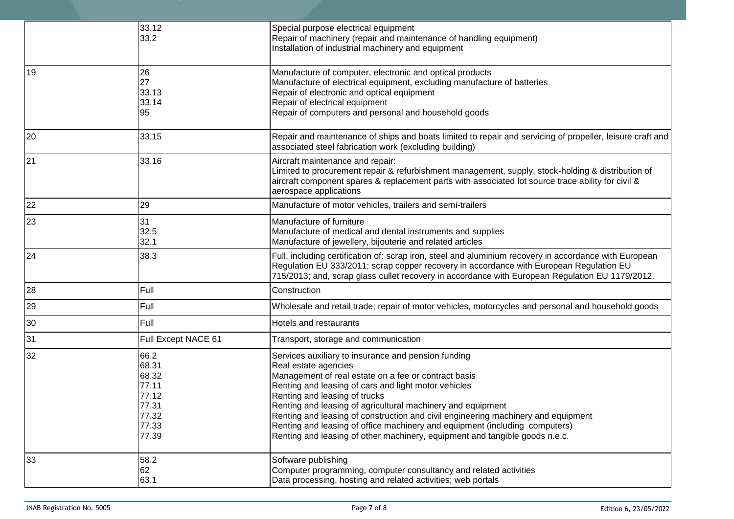| | | |
|---|---|---|
| | 33.12<br>33.2 | Special purpose electrical equipment<br>Repair of machinery (repair and maintenance of handling equipment)<br>Installation of industrial machinery and equipment |
| 19 | 26<br>27<br>33.13<br>33.14<br>95 | Manufacture of computer, electronic and optical products<br>Manufacture of electrical equipment, excluding manufacture of batteries<br>Repair of electronic and optical equipment<br>Repair of electrical equipment<br>Repair of computers and personal and household goods |
| 20 | 33.15 | Repair and maintenance of ships and boats limited to repair and servicing of propeller, leisure craft and associated steel fabrication work (excluding building) |
| 21 | 33.16 | Aircraft maintenance and repair:<br>Limited to procurement repair & refurbishment management, supply, stock-holding & distribution of aircraft component spares & replacement parts with associated lot source trace ability for civil & aerospace applications |
| 22 | 29 | Manufacture of motor vehicles, trailers and semi-trailers |
| 23 | 31<br>32.5<br>32.1 | Manufacture of furniture<br>Manufacture of medical and dental instruments and supplies<br>Manufacture of jewellery, bijouterie and related articles |
| 24 | 38.3 | Full, including certification of: scrap iron, steel and aluminium recovery in accordance with European Regulation EU 333/2011; scrap copper recovery in accordance with European Regulation EU 715/2013; and, scrap glass cullet recovery in accordance with European Regulation EU 1179/2012. |
| 28 | Full | Construction |
| 29 | Full | Wholesale and retail trade; repair of motor vehicles, motorcycles and personal and household goods |
| 30 | Full | Hotels and restaurants |
| 31 | Full Except NACE 61 | Transport, storage and communication |
| 32 | 66.2<br>68.31<br>68.32<br>77.11<br>77.12<br>77.31<br>77.32<br>77.33<br>77.39 | Services auxiliary to insurance and pension funding<br>Real estate agencies<br>Management of real estate on a fee or contract basis<br>Renting and leasing of cars and light motor vehicles<br>Renting and leasing of trucks<br>Renting and leasing of agricultural machinery and equipment<br>Renting and leasing of construction and civil engineering machinery and equipment<br>Renting and leasing of office machinery and equipment (including computers)<br>Renting and leasing of other machinery, equipment and tangible goods n.e.c. |
| 33 | 58.2<br>62<br>63.1 | Software publishing<br>Computer programming, computer consultancy and related activities<br>Data processing, hosting and related activities; web portals |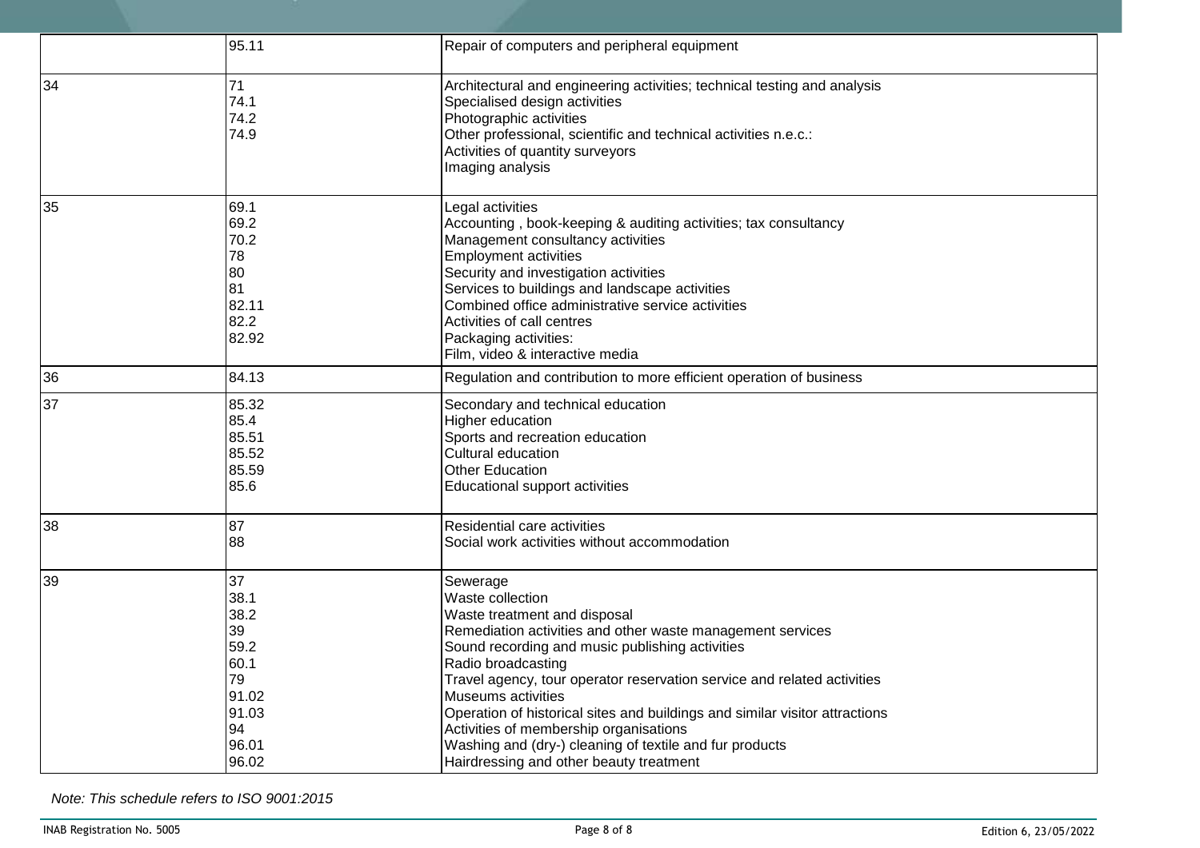| | | |
|---|---|---|
| | 95.11 | Repair of computers and peripheral equipment |
| 34 | 71<br>74.1<br>74.2<br>74.9 | Architectural and engineering activities; technical testing and analysis<br>Specialised design activities<br>Photographic activities<br>Other professional, scientific and technical activities n.e.c.:<br>Activities of quantity surveyors<br>Imaging analysis |
| 35 | 69.1<br>69.2<br>70.2<br>78<br>80<br>81<br>82.11<br>82.2<br>82.92 | Legal activities<br>Accounting , book-keeping & auditing activities; tax consultancy<br>Management consultancy activities<br>Employment activities<br>Security and investigation activities<br>Services to buildings and landscape activities<br>Combined office administrative service activities<br>Activities of call centres<br>Packaging activities:<br>Film, video & interactive media |
| 36 | 84.13 | Regulation and contribution to more efficient operation of business |
| 37 | 85.32<br>85.4<br>85.51<br>85.52<br>85.59<br>85.6 | Secondary and technical education<br>Higher education<br>Sports and recreation education<br>Cultural education<br>Other Education<br>Educational support activities |
| 38 | 87<br>88 | Residential care activities<br>Social work activities without accommodation |
| 39 | 37<br>38.1<br>38.2<br>39<br>59.2<br>60.1<br>79<br>91.02<br>91.03<br>94<br>96.01<br>96.02 | Sewerage<br>Waste collection<br>Waste treatment and disposal<br>Remediation activities and other waste management services<br>Sound recording and music publishing activities<br>Radio broadcasting<br>Travel agency, tour operator reservation service and related activities<br>Museums activities<br>Operation of historical sites and buildings and similar visitor attractions<br>Activities of membership organisations<br>Washing and (dry-) cleaning of textile and fur products<br>Hairdressing and other beauty treatment |

*Note: This schedule refers to ISO 9001:2015*